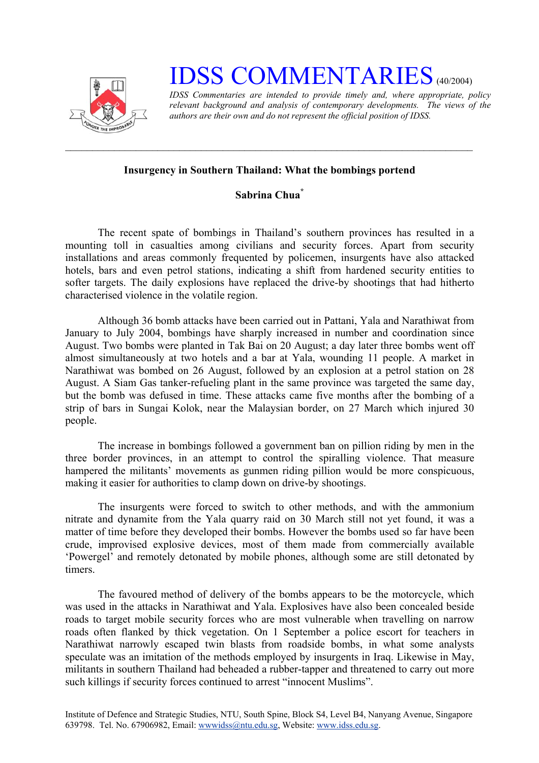# IDSS COMMENTARIES (40/2004)

*IDSS Commentaries are intended to provide timely and, where appropriate, policy relevant background and analysis of contemporary developments. The views of the authors are their own and do not represent the official position of IDSS.*

---

**Insurgency in Southern Thailand: What the bombings portend**

**Sabrina Chua***

The recent spate of bombings in Thailand's southern provinces has resulted in a mounting toll in casualties among civilians and security forces. Apart from security installations and areas commonly frequented by policemen, insurgents have also attacked hotels, bars and even petrol stations, indicating a shift from hardened security entities to softer targets. The daily explosions have replaced the drive-by shootings that had hitherto characterised violence in the volatile region.

Although 36 bomb attacks have been carried out in Pattani, Yala and Narathiwat from January to July 2004, bombings have sharply increased in number and coordination since August. Two bombs were planted in Tak Bai on 20 August; a day later three bombs went off almost simultaneously at two hotels and a bar at Yala, wounding 11 people. A market in Narathiwat was bombed on 26 August, followed by an explosion at a petrol station on 28 August. A Siam Gas tanker-refueling plant in the same province was targeted the same day, but the bomb was defused in time. These attacks came five months after the bombing of a strip of bars in Sungai Kolok, near the Malaysian border, on 27 March which injured 30 people.

The increase in bombings followed a government ban on pillion riding by men in the three border provinces, in an attempt to control the spiralling violence. That measure hampered the militants' movements as gunmen riding pillion would be more conspicuous, making it easier for authorities to clamp down on drive-by shootings.

The insurgents were forced to switch to other methods, and with the ammonium nitrate and dynamite from the Yala quarry raid on 30 March still not yet found, it was a matter of time before they developed their bombs. However the bombs used so far have been crude, improvised explosive devices, most of them made from commercially available 'Powergel' and remotely detonated by mobile phones, although some are still detonated by timers.

The favoured method of delivery of the bombs appears to be the motorcycle, which was used in the attacks in Narathiwat and Yala. Explosives have also been concealed beside roads to target mobile security forces who are most vulnerable when travelling on narrow roads often flanked by thick vegetation. On 1 September a police escort for teachers in Narathiwat narrowly escaped twin blasts from roadside bombs, in what some analysts speculate was an imitation of the methods employed by insurgents in Iraq. Likewise in May, militants in southern Thailand had beheaded a rubber-tapper and threatened to carry out more such killings if security forces continued to arrest "innocent Muslims".

Institute of Defence and Strategic Studies, NTU, South Spine, Block S4, Level B4, Nanyang Avenue, Singapore 639798. Tel. No. 67906982, Email: wwwidss@ntu.edu.sg, Website: www.idss.edu.sg.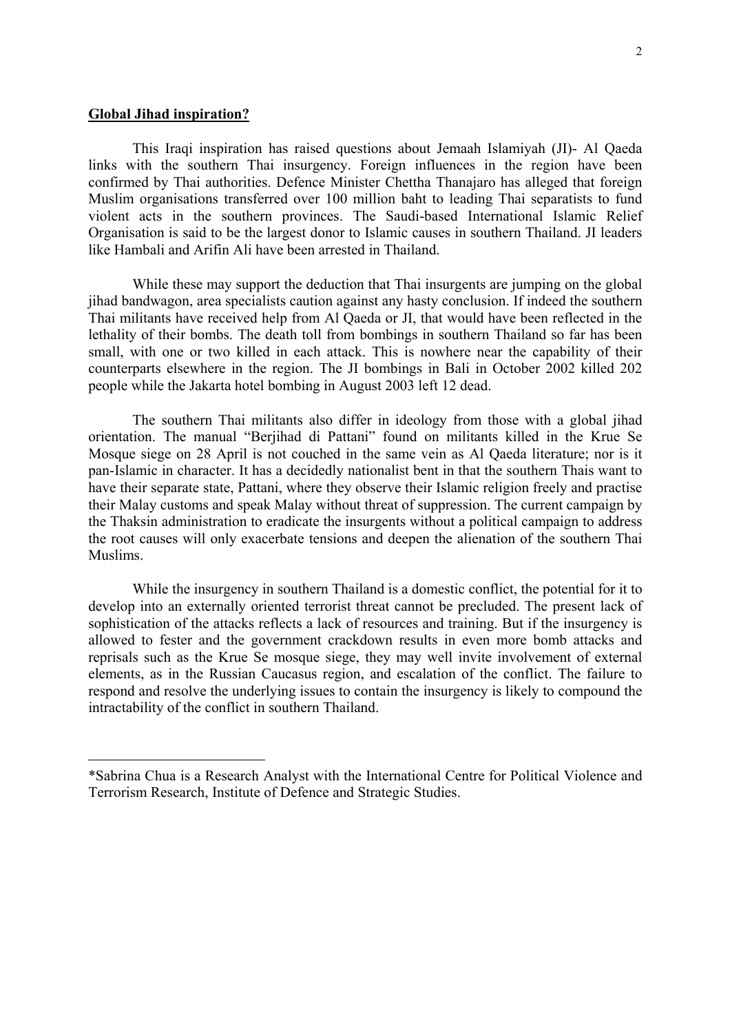## Global Jihad inspiration?

This Iraqi inspiration has raised questions about Jemaah Islamiyah (JI)- Al Qaeda links with the southern Thai insurgency. Foreign influences in the region have been confirmed by Thai authorities. Defence Minister Chettha Thanajaro has alleged that foreign Muslim organisations transferred over 100 million baht to leading Thai separatists to fund violent acts in the southern provinces. The Saudi-based International Islamic Relief Organisation is said to be the largest donor to Islamic causes in southern Thailand. JI leaders like Hambali and Arifin Ali have been arrested in Thailand.

While these may support the deduction that Thai insurgents are jumping on the global jihad bandwagon, area specialists caution against any hasty conclusion. If indeed the southern Thai militants have received help from Al Qaeda or JI, that would have been reflected in the lethality of their bombs. The death toll from bombings in southern Thailand so far has been small, with one or two killed in each attack. This is nowhere near the capability of their counterparts elsewhere in the region. The JI bombings in Bali in October 2002 killed 202 people while the Jakarta hotel bombing in August 2003 left 12 dead.

The southern Thai militants also differ in ideology from those with a global jihad orientation. The manual "Berjihad di Pattani" found on militants killed in the Krue Se Mosque siege on 28 April is not couched in the same vein as Al Qaeda literature; nor is it pan-Islamic in character. It has a decidedly nationalist bent in that the southern Thais want to have their separate state, Pattani, where they observe their Islamic religion freely and practise their Malay customs and speak Malay without threat of suppression. The current campaign by the Thaksin administration to eradicate the insurgents without a political campaign to address the root causes will only exacerbate tensions and deepen the alienation of the southern Thai Muslims.

While the insurgency in southern Thailand is a domestic conflict, the potential for it to develop into an externally oriented terrorist threat cannot be precluded. The present lack of sophistication of the attacks reflects a lack of resources and training. But if the insurgency is allowed to fester and the government crackdown results in even more bomb attacks and reprisals such as the Krue Se mosque siege, they may well invite involvement of external elements, as in the Russian Caucasus region, and escalation of the conflict. The failure to respond and resolve the underlying issues to contain the insurgency is likely to compound the intractability of the conflict in southern Thailand.

---

*Sabrina Chua is a Research Analyst with the International Centre for Political Violence and Terrorism Research, Institute of Defence and Strategic Studies.